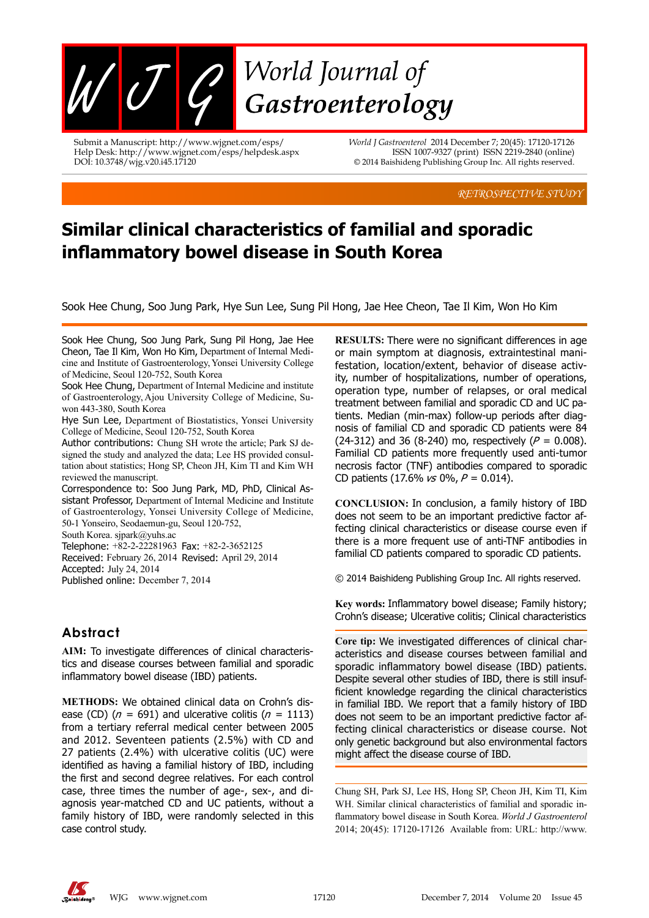RETROSPECTIVE STUDY

# Similar clinical characteristics of familial and sporadic inflammatory bowel disease in South Korea

Sook Hee Chung, Soo Jung Park, Hye Sun Lee, Sung Pil Hong, Jae Hee Cheon, Tae Il Kim, Won Ho Kim

Sook Hee Chung, Soo Jung Park, Sung Pil Hong, Jae Hee Cheon, Tae Il Kim, Won Ho Kim, Department of Internal Medicine and Institute of Gastroenterology, Yonsei University College of Medicine, Seoul 120-752, South Korea

Sook Hee Chung, Department of Internal Medicine and institute of Gastroenterology, Ajou University College of Medicine, Suwon 443-380, South Korea

Hye Sun Lee, Department of Biostatistics, Yonsei University College of Medicine, Seoul 120-752, South Korea

Author contributions: Chung SH wrote the article; Park SJ designed the study and analyzed the data; Lee HS provided consultation about statistics; Hong SP, Cheon JH, Kim TI and Kim WH reviewed the manuscript.

Correspondence to: Soo Jung Park, MD, PhD, Clinical Assistant Professor, Department of Internal Medicine and Institute of Gastroenterology, Yonsei University College of Medicine, 50-1 Yonseiro, Seodaemun-gu, Seoul 120-752, South Korea. sjpark@yuhs.ac

Telephone: +82-2-22281963 Fax: +82-2-3652125

Received: February 26, 2014 Revised: April 29, 2014

Accepted: July 24, 2014

Published online: December 7, 2014

## Abstract

**AIM:** To investigate differences of clinical characteristics and disease courses between familial and sporadic inflammatory bowel disease (IBD) patients.

**METHODS:** We obtained clinical data on Crohn's disease (CD) ($n$ = 691) and ulcerative colitis ($n$ = 1113) from a tertiary referral medical center between 2005 and 2012. Seventeen patients (2.5%) with CD and 27 patients (2.4%) with ulcerative colitis (UC) were identified as having a familial history of IBD, including the first and second degree relatives. For each control case, three times the number of age-, sex-, and diagnosis year-matched CD and UC patients, without a family history of IBD, were randomly selected in this case control study.

**RESULTS:** There were no significant differences in age or main symptom at diagnosis, extraintestinal manifestation, location/extent, behavior of disease activity, number of hospitalizations, number of operations, operation type, number of relapses, or oral medical treatment between familial and sporadic CD and UC patients. Median (min-max) follow-up periods after diagnosis of familial CD and sporadic CD patients were 84 (24-312) and 36 (8-240) mo, respectively ($P$ = 0.008). Familial CD patients more frequently used anti-tumor necrosis factor (TNF) antibodies compared to sporadic CD patients (17.6% *vs* 0%, $P$ = 0.014).

**CONCLUSION:** In conclusion, a family history of IBD does not seem to be an important predictive factor affecting clinical characteristics or disease course even if there is a more frequent use of anti-TNF antibodies in familial CD patients compared to sporadic CD patients.

© 2014 Baishideng Publishing Group Inc. All rights reserved.

**Key words:** Inflammatory bowel disease; Family history; Crohn's disease; Ulcerative colitis; Clinical characteristics

**Core tip:** We investigated differences of clinical characteristics and disease courses between familial and sporadic inflammatory bowel disease (IBD) patients. Despite several other studies of IBD, there is still insufficient knowledge regarding the clinical characteristics in familial IBD. We report that a family history of IBD does not seem to be an important predictive factor affecting clinical characteristics or disease course. Not only genetic background but also environmental factors might affect the disease course of IBD.

Chung SH, Park SJ, Lee HS, Hong SP, Cheon JH, Kim TI, Kim WH. Similar clinical characteristics of familial and sporadic inflammatory bowel disease in South Korea. *World J Gastroenterol* 2014; 20(45): 17120-17126 Available from: URL: http://www.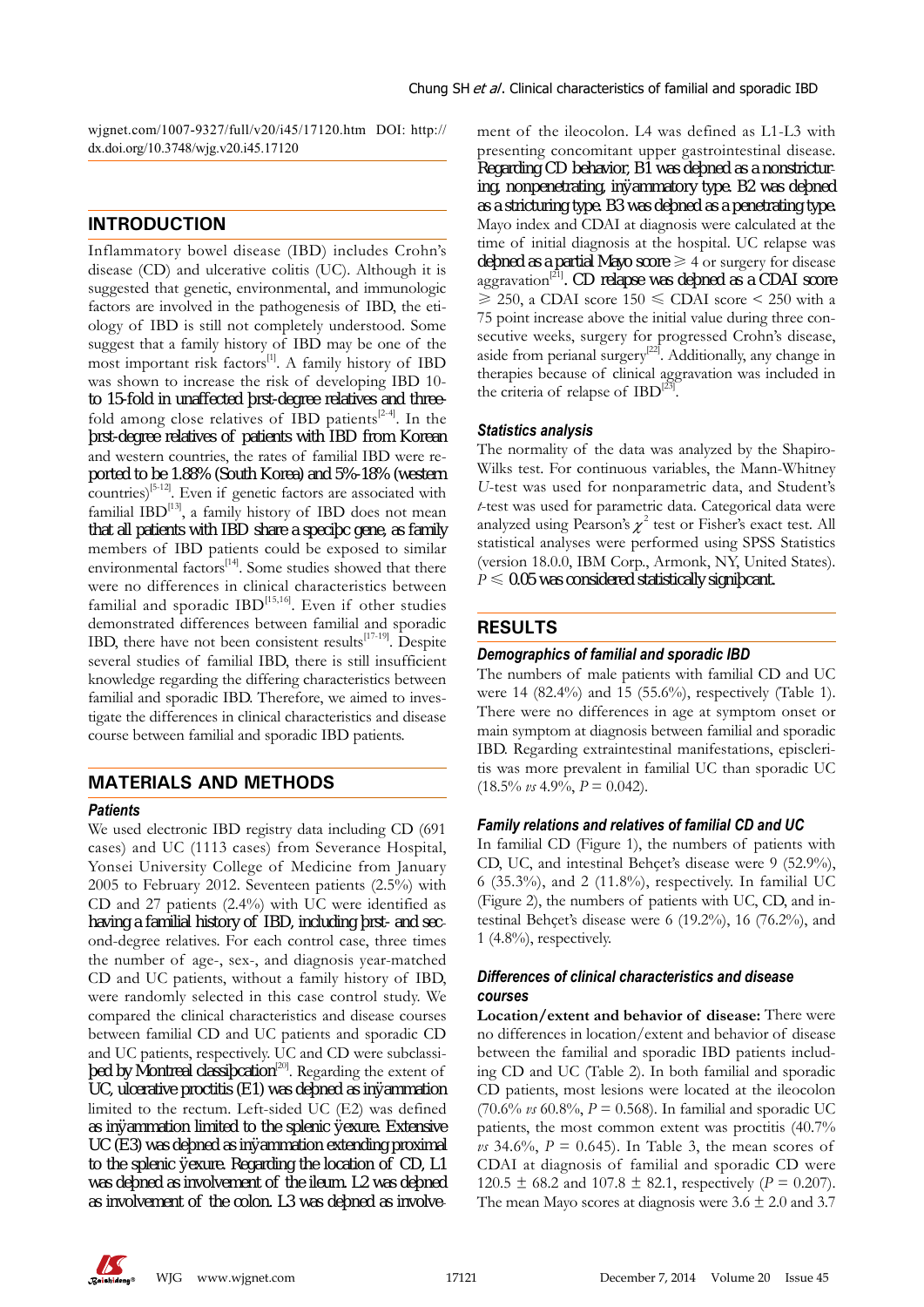wjgnet.com/1007-9327/full/v20/i45/17120.htm DOI: http://dx.doi.org/10.3748/wjg.v20.i45.17120

## INTRODUCTION

Inflammatory bowel disease (IBD) includes Crohn's disease (CD) and ulcerative colitis (UC). Although it is suggested that genetic, environmental, and immunologic factors are involved in the pathogenesis of IBD, the etiology of IBD is still not completely understood. Some suggest that a family history of IBD may be one of the most important risk factors[1]. A family history of IBD was shown to increase the risk of developing IBD 10- to 15-fold in unaffected first-degree relatives and three-fold among close relatives of IBD patients[2-4]. In the first-degree relatives of patients with IBD from Korean and western countries, the rates of familial IBD were reported to be 1.88% (South Korea) and 5%-18% (western countries)[5-12]. Even if genetic factors are associated with familial IBD[13], a family history of IBD does not mean that all patients with IBD share a specific gene, as family members of IBD patients could be exposed to similar environmental factors[14]. Some studies showed that there were no differences in clinical characteristics between familial and sporadic IBD[15,16]. Even if other studies demonstrated differences between familial and sporadic IBD, there have not been consistent results[17-19]. Despite several studies of familial IBD, there is still insufficient knowledge regarding the differing characteristics between familial and sporadic IBD. Therefore, we aimed to investigate the differences in clinical characteristics and disease course between familial and sporadic IBD patients.

## MATERIALS AND METHODS

### Patients

We used electronic IBD registry data including CD (691 cases) and UC (1113 cases) from Severance Hospital, Yonsei University College of Medicine from January 2005 to February 2012. Seventeen patients (2.5%) with CD and 27 patients (2.4%) with UC were identified as having a familial history of IBD, including first- and second-degree relatives. For each control case, three times the number of age-, sex-, and diagnosis year-matched CD and UC patients, without a family history of IBD, were randomly selected in this case control study. We compared the clinical characteristics and disease courses between familial CD and UC patients and sporadic CD and UC patients, respectively. UC and CD were subclassified by Montreal classification[20]. Regarding the extent of UC, ulcerative proctitis (E1) was defined as inflammation limited to the rectum. Left-sided UC (E2) was defined as inflammation limited to the splenic flexure. Extensive UC (E3) was defined as inflammation extending proximal to the splenic flexure. Regarding the location of CD, L1 was defined as involvement of the ileum. L2 was defined as involvement of the colon. L3 was defined as involvement of the ileocolon. L4 was defined as L1-L3 with presenting concomitant upper gastrointestinal disease. Regarding CD behavior, B1 was defined as a nonstricturing, nonpenetrating, inflammatory type. B2 was defined as a stricturing type. B3 was defined as a penetrating type. Mayo index and CDAI at diagnosis were calculated at the time of initial diagnosis at the hospital. UC relapse was defined as a partial Mayo score ≥ 4 or surgery for disease aggravation[21]. CD relapse was defined as a CDAI score ≥ 250, a CDAI score 150 ≤ CDAI score < 250 with a 75 point increase above the initial value during three consecutive weeks, surgery for progressed Crohn's disease, aside from perianal surgery[22]. Additionally, any change in therapies because of clinical aggravation was included in the criteria of relapse of IBD[23].

### Statistics analysis

The normality of the data was analyzed by the Shapiro-Wilks test. For continuous variables, the Mann-Whitney *U*-test was used for nonparametric data, and Student's *t*-test was used for parametric data. Categorical data were analyzed using Pearson's $\chi^2$ test or Fisher's exact test. All statistical analyses were performed using SPSS Statistics (version 18.0.0, IBM Corp., Armonk, NY, United States). $P \leqslant 0.05$ was considered statistically significant.

## RESULTS

### Demographics of familial and sporadic IBD

The numbers of male patients with familial CD and UC were 14 (82.4%) and 15 (55.6%), respectively (Table 1). There were no differences in age at symptom onset or main symptom at diagnosis between familial and sporadic IBD. Regarding extraintestinal manifestations, episcleritis was more prevalent in familial UC than sporadic UC (18.5% *vs* 4.9%, $P = 0.042$).

### Family relations and relatives of familial CD and UC

In familial CD (Figure 1), the numbers of patients with CD, UC, and intestinal Behçet's disease were 9 (52.9%), 6 (35.3%), and 2 (11.8%), respectively. In familial UC (Figure 2), the numbers of patients with UC, CD, and intestinal Behçet's disease were 6 (19.2%), 16 (76.2%), and 1 (4.8%), respectively.

### Differences of clinical characteristics and disease courses

**Location/extent and behavior of disease:** There were no differences in location/extent and behavior of disease between the familial and sporadic IBD patients including CD and UC (Table 2). In both familial and sporadic CD patients, most lesions were located at the ileocolon (70.6% *vs* 60.8%, $P = 0.568$). In familial and sporadic UC patients, the most common extent was proctitis (40.7% *vs* 34.6%, $P = 0.645$). In Table 3, the mean scores of CDAI at diagnosis of familial and sporadic CD were 120.5 ± 68.2 and 107.8 ± 82.1, respectively ($P = 0.207$). The mean Mayo scores at diagnosis were 3.6 ± 2.0 and 3.7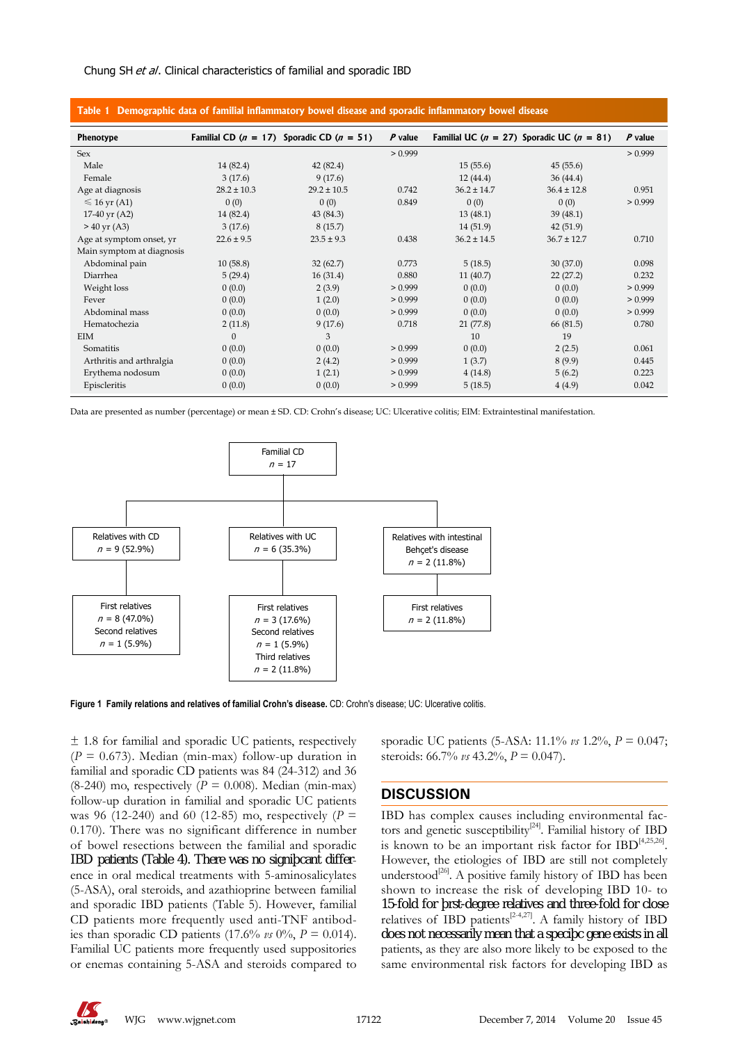**Table 1 Demographic data of familial inflammatory bowel disease and sporadic inflammatory bowel disease**

| Phenotype | Familial CD ($n$ = 17) | Sporadic CD ($n$ = 51) | $P$ value | Familial UC ($n$ = 27) | Sporadic UC ($n$ = 81) | $P$ value |
|---|---|---|---|---|---|---|
| Sex | | | > 0.999 | | | > 0.999 |
| Male | 14 (82.4) | 42 (82.4) | | 15 (55.6) | 45 (55.6) | |
| Female | 3 (17.6) | 9 (17.6) | | 12 (44.4) | 36 (44.4) | |
| Age at diagnosis | 28.2 ± 10.3 | 29.2 ± 10.5 | 0.742 | 36.2 ± 14.7 | 36.4 ± 12.8 | 0.951 |
| ≤ 16 yr (A1) | 0 (0) | 0 (0) | 0.849 | 0 (0) | 0 (0) | > 0.999 |
| 17-40 yr (A2) | 14 (82.4) | 43 (84.3) | | 13 (48.1) | 39 (48.1) | |
| > 40 yr (A3) | 3 (17.6) | 8 (15.7) | | 14 (51.9) | 42 (51.9) | |
| Age at symptom onset, yr | 22.6 ± 9.5 | 23.5 ± 9.3 | 0.438 | 36.2 ± 14.5 | 36.7 ± 12.7 | 0.710 |
| Main symptom at diagnosis | | | | | | |
| Abdominal pain | 10 (58.8) | 32 (62.7) | 0.773 | 5 (18.5) | 30 (37.0) | 0.098 |
| Diarrhea | 5 (29.4) | 16 (31.4) | 0.880 | 11 (40.7) | 22 (27.2) | 0.232 |
| Weight loss | 0 (0.0) | 2 (3.9) | > 0.999 | 0 (0.0) | 0 (0.0) | > 0.999 |
| Fever | 0 (0.0) | 1 (2.0) | > 0.999 | 0 (0.0) | 0 (0.0) | > 0.999 |
| Abdominal mass | 0 (0.0) | 0 (0.0) | > 0.999 | 0 (0.0) | 0 (0.0) | > 0.999 |
| Hematochezia | 2 (11.8) | 9 (17.6) | 0.718 | 21 (77.8) | 66 (81.5) | 0.780 |
| EIM | 0 | 3 | | 10 | 19 | |
| Somatitis | 0 (0.0) | 0 (0.0) | > 0.999 | 0 (0.0) | 2 (2.5) | 0.061 |
| Arthritis and arthralgia | 0 (0.0) | 2 (4.2) | > 0.999 | 1 (3.7) | 8 (9.9) | 0.445 |
| Erythema nodosum | 0 (0.0) | 1 (2.1) | > 0.999 | 4 (14.8) | 5 (6.2) | 0.223 |
| Episcleritis | 0 (0.0) | 0 (0.0) | > 0.999 | 5 (18.5) | 4 (4.9) | 0.042 |

Data are presented as number (percentage) or mean ± SD. CD: Crohn's disease; UC: Ulcerative colitis; EIM: Extraintestinal manifestation.

Familial CD
$n$ = 17

- Relatives with CD, $n$ = 9 (52.9%)
  - First relatives $n$ = 8 (47.0%); Second relatives $n$ = 1 (5.9%)
- Relatives with UC, $n$ = 6 (35.3%)
  - First relatives $n$ = 3 (17.6%); Second relatives $n$ = 1 (5.9%); Third relatives $n$ = 2 (11.8%)
- Relatives with intestinal Behçet's disease, $n$ = 2 (11.8%)
  - First relatives $n$ = 2 (11.8%)

**Figure 1 Family relations and relatives of familial Crohn's disease.** CD: Crohn's disease; UC: Ulcerative colitis.

± 1.8 for familial and sporadic UC patients, respectively ($P$ = 0.673). Median (min-max) follow-up duration in familial and sporadic CD patients was 84 (24-312) and 36 (8-240) mo, respectively ($P$ = 0.008). Median (min-max) follow-up duration in familial and sporadic UC patients was 96 (12-240) and 60 (12-85) mo, respectively ($P$ = 0.170). There was no significant difference in number of bowel resections between the familial and sporadic IBD patients (Table 4). There was no significant difference in oral medical treatments with 5-aminosalicylates (5-ASA), oral steroids, and azathioprine between familial and sporadic IBD patients (Table 5). However, familial CD patients more frequently used anti-TNF antibodies than sporadic CD patients (17.6% *vs* 0%, $P$ = 0.014). Familial UC patients more frequently used suppositories or enemas containing 5-ASA and steroids compared to sporadic UC patients (5-ASA: 11.1% *vs* 1.2%, $P$ = 0.047; steroids: 66.7% *vs* 43.2%, $P$ = 0.047).

## DISCUSSION

IBD has complex causes including environmental factors and genetic susceptibility[24]. Familial history of IBD is known to be an important risk factor for IBD[4,25,26]. However, the etiologies of IBD are still not completely understood[26]. A positive family history of IBD has been shown to increase the risk of developing IBD 10- to 15-fold for first-degree relatives and three-fold for close relatives of IBD patients[2-4,27]. A family history of IBD does not necessarily mean that a specific gene exists in all patients, as they are also more likely to be exposed to the same environmental risk factors for developing IBD as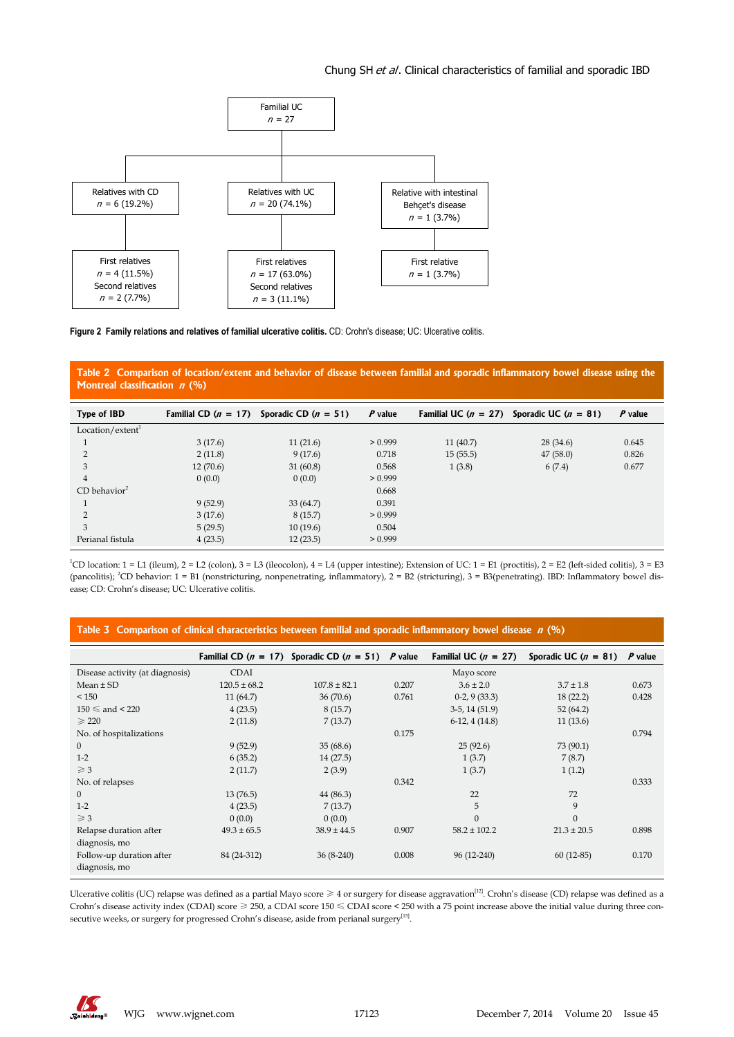Familial UC
$n$ = 27

Relatives with CD
$n$ = 6 (19.2%)

Relatives with UC
$n$ = 20 (74.1%)

Relative with intestinal Behçet's disease
$n$ = 1 (3.7%)

First relatives
$n$ = 4 (11.5%)
Second relatives
$n$ = 2 (7.7%)

First relatives
$n$ = 17 (63.0%)
Second relatives
$n$ = 3 (11.1%)

First relative
$n$ = 1 (3.7%)

**Figure 2 Family relations and relatives of familial ulcerative colitis.** CD: Crohn's disease; UC: Ulcerative colitis.

**Table 2 Comparison of location/extent and behavior of disease between familial and sporadic inflammatory bowel disease using the Montreal classification *n* (%)**

| Type of IBD | Familial CD ($n$ = 17) | Sporadic CD ($n$ = 51) | $P$ value | Familial UC ($n$ = 27) | Sporadic UC ($n$ = 81) | $P$ value |
|---|---|---|---|---|---|---|
| Location/extent[1] | | | | | | |
| 1 | 3 (17.6) | 11 (21.6) | > 0.999 | 11 (40.7) | 28 (34.6) | 0.645 |
| 2 | 2 (11.8) | 9 (17.6) | 0.718 | 15 (55.5) | 47 (58.0) | 0.826 |
| 3 | 12 (70.6) | 31 (60.8) | 0.568 | 1 (3.8) | 6 (7.4) | 0.677 |
| 4 | 0 (0.0) | 0 (0.0) | > 0.999 | | | |
| CD behavior[2] | | | 0.668 | | | |
| 1 | 9 (52.9) | 33 (64.7) | 0.391 | | | |
| 2 | 3 (17.6) | 8 (15.7) | > 0.999 | | | |
| 3 | 5 (29.5) | 10 (19.6) | 0.504 | | | |
| Perianal fistula | 4 (23.5) | 12 (23.5) | > 0.999 | | | |

[1]CD location: 1 = L1 (ileum), 2 = L2 (colon), 3 = L3 (ileocolon), 4 = L4 (upper intestine); Extension of UC: 1 = E1 (proctitis), 2 = E2 (left-sided colitis), 3 = E3 (pancolitis); [2]CD behavior: 1 = B1 (nonstricturing, nonpenetrating, inflammatory), 2 = B2 (stricturing), 3 = B3(penetrating). IBD: Inflammatory bowel disease; CD: Crohn's disease; UC: Ulcerative colitis.

**Table 3 Comparison of clinical characteristics between familial and sporadic inflammatory bowel disease *n* (%)**

| | Familial CD ($n$ = 17) | Sporadic CD ($n$ = 51) | $P$ value | Familial UC ($n$ = 27) | Sporadic UC ($n$ = 81) | $P$ value |
|---|---|---|---|---|---|---|
| Disease activity (at diagnosis) | CDAI | | | Mayo score | | |
| Mean ± SD | 120.5 ± 68.2 | 107.8 ± 82.1 | 0.207 | 3.6 ± 2.0 | 3.7 ± 1.8 | 0.673 |
| < 150 | 11 (64.7) | 36 (70.6) | 0.761 | 0-2, 9 (33.3) | 18 (22.2) | 0.428 |
| 150 ≤ and < 220 | 4 (23.5) | 8 (15.7) | | 3-5, 14 (51.9) | 52 (64.2) | |
| ≥ 220 | 2 (11.8) | 7 (13.7) | | 6-12, 4 (14.8) | 11 (13.6) | |
| No. of hospitalizations | | | 0.175 | | | 0.794 |
| 0 | 9 (52.9) | 35 (68.6) | | 25 (92.6) | 73 (90.1) | |
| 1-2 | 6 (35.2) | 14 (27.5) | | 1 (3.7) | 7 (8.7) | |
| ≥ 3 | 2 (11.7) | 2 (3.9) | | 1 (3.7) | 1 (1.2) | |
| No. of relapses | | | 0.342 | | | 0.333 |
| 0 | 13 (76.5) | 44 (86.3) | | 22 | 72 | |
| 1-2 | 4 (23.5) | 7 (13.7) | | 5 | 9 | |
| ≥ 3 | 0 (0.0) | 0 (0.0) | | 0 | 0 | |
| Relapse duration after diagnosis, mo | 49.3 ± 65.5 | 38.9 ± 44.5 | 0.907 | 58.2 ± 102.2 | 21.3 ± 20.5 | 0.898 |
| Follow-up duration after diagnosis, mo | 84 (24-312) | 36 (8-240) | 0.008 | 96 (12-240) | 60 (12-85) | 0.170 |

Ulcerative colitis (UC) relapse was defined as a partial Mayo score ≥ 4 or surgery for disease aggravation[12]. Crohn's disease (CD) relapse was defined as a Crohn's disease activity index (CDAI) score ≥ 250, a CDAI score 150 ≤ CDAI score < 250 with a 75 point increase above the initial value during three consecutive weeks, or surgery for progressed Crohn's disease, aside from perianal surgery[13].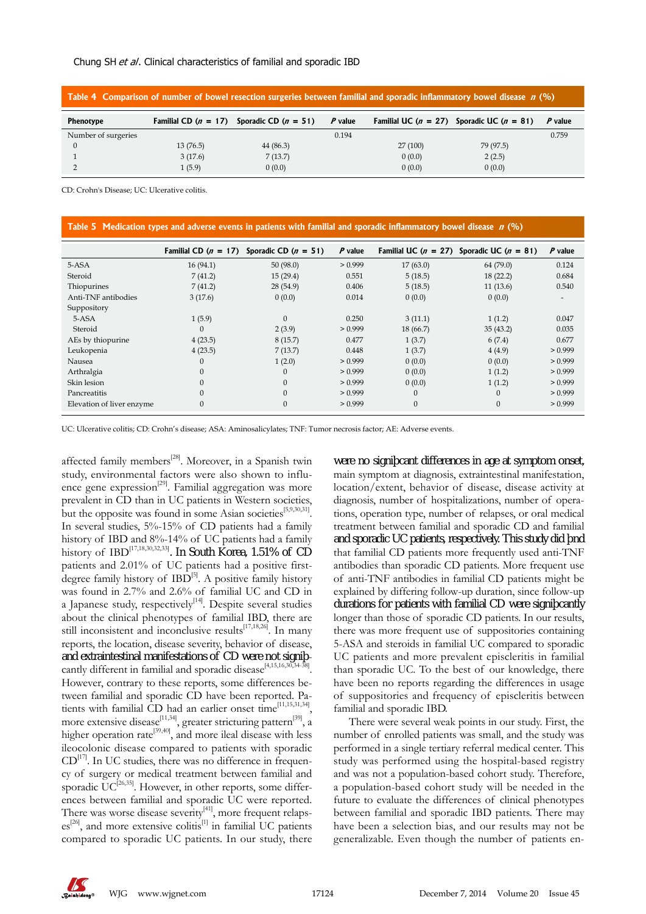**Table 4 Comparison of number of bowel resection surgeries between familial and sporadic inflammatory bowel disease *n* (%)**

| Phenotype | Familial CD (*n* = 17) | Sporadic CD (*n* = 51) | *P* value | Familial UC (*n* = 27) | Sporadic UC (*n* = 81) | *P* value |
|---|---|---|---|---|---|---|
| Number of surgeries | | | 0.194 | | | 0.759 |
| 0 | 13 (76.5) | 44 (86.3) | | 27 (100) | 79 (97.5) | |
| 1 | 3 (17.6) | 7 (13.7) | | 0 (0.0) | 2 (2.5) | |
| 2 | 1 (5.9) | 0 (0.0) | | 0 (0.0) | 0 (0.0) | |

CD: Crohn's Disease; UC: Ulcerative colitis.

**Table 5 Medication types and adverse events in patients with familial and sporadic inflammatory bowel disease *n* (%)**

| | Familial CD (*n* = 17) | Sporadic CD (*n* = 51) | *P* value | Familial UC (*n* = 27) | Sporadic UC (*n* = 81) | *P* value |
|---|---|---|---|---|---|---|
| 5-ASA | 16 (94.1) | 50 (98.0) | > 0.999 | 17 (63.0) | 64 (79.0) | 0.124 |
| Steroid | 7 (41.2) | 15 (29.4) | 0.551 | 5 (18.5) | 18 (22.2) | 0.684 |
| Thiopurines | 7 (41.2) | 28 (54.9) | 0.406 | 5 (18.5) | 11 (13.6) | 0.540 |
| Anti-TNF antibodies | 3 (17.6) | 0 (0.0) | 0.014 | 0 (0.0) | 0 (0.0) | - |
| Suppository | | | | | | |
| 5-ASA | 1 (5.9) | 0 | 0.250 | 3 (11.1) | 1 (1.2) | 0.047 |
| Steroid | 0 | 2 (3.9) | > 0.999 | 18 (66.7) | 35 (43.2) | 0.035 |
| AEs by thiopurine | 4 (23.5) | 8 (15.7) | 0.477 | 1 (3.7) | 6 (7.4) | 0.677 |
| Leukopenia | 4 (23.5) | 7 (13.7) | 0.448 | 1 (3.7) | 4 (4.9) | > 0.999 |
| Nausea | 0 | 1 (2.0) | > 0.999 | 0 (0.0) | 0 (0.0) | > 0.999 |
| Arthralgia | 0 | 0 | > 0.999 | 0 (0.0) | 1 (1.2) | > 0.999 |
| Skin lesion | 0 | 0 | > 0.999 | 0 (0.0) | 1 (1.2) | > 0.999 |
| Pancreatitis | 0 | 0 | > 0.999 | 0 | 0 | > 0.999 |
| Elevation of liver enzyme | 0 | 0 | > 0.999 | 0 | 0 | > 0.999 |

UC: Ulcerative colitis; CD: Crohn's disease; ASA: Aminosalicylates; TNF: Tumor necrosis factor; AE: Adverse events.

affected family members[28]. Moreover, in a Spanish twin study, environmental factors were also shown to influence gene expression[29]. Familial aggregation was more prevalent in CD than in UC patients in Western societies, but the opposite was found in some Asian societies[5,9,30,31]. In several studies, 5%-15% of CD patients had a family history of IBD and 8%-14% of UC patients had a family history of IBD[17,18,30,32,33]. In South Korea, 1.51% of CD patients and 2.01% of UC patients had a positive first-degree family history of IBD[5]. A positive family history was found in 2.7% and 2.6% of familial UC and CD in a Japanese study, respectively[14]. Despite several studies about the clinical phenotypes of familial IBD, there are still inconsistent and inconclusive results[17,18,26]. In many reports, the location, disease severity, behavior of disease, and extraintestinal manifestations of CD were not significantly different in familial and sporadic disease[4,15,16,30,34-38]. However, contrary to these reports, some differences between familial and sporadic CD have been reported. Patients with familial CD had an earlier onset time[11,15,31,34], more extensive disease[11,34], greater stricturing pattern[39], a higher operation rate[39,40], and more ileal disease with less ileocolonic disease compared to patients with sporadic CD[17]. In UC studies, there was no difference in frequency of surgery or medical treatment between familial and sporadic UC[26,35]. However, in other reports, some differences between familial and sporadic UC were reported. There was worse disease severity[41], more frequent relapses[26], and more extensive colitis[1] in familial UC patients compared to sporadic UC patients. In our study, there were no significant differences in age at symptom onset, main symptom at diagnosis, extraintestinal manifestation, location/extent, behavior of disease, disease activity at diagnosis, number of hospitalizations, number of operations, operation type, number of relapses, or oral medical treatment between familial and sporadic CD and familial and sporadic UC patients, respectively. This study did find that familial CD patients more frequently used anti-TNF antibodies than sporadic CD patients. More frequent use of anti-TNF antibodies in familial CD patients might be explained by differing follow-up duration, since follow-up durations for patients with familial CD were significantly longer than those of sporadic CD patients. In our results, there was more frequent use of suppositories containing 5-ASA and steroids in familial UC compared to sporadic UC patients and more prevalent episcleritis in familial than sporadic UC. To the best of our knowledge, there have been no reports regarding the differences in usage of suppositories and frequency of episcleritis between familial and sporadic IBD.

There were several weak points in our study. First, the number of enrolled patients was small, and the study was performed in a single tertiary referral medical center. This study was performed using the hospital-based registry and was not a population-based cohort study. Therefore, a population-based cohort study will be needed in the future to evaluate the differences of clinical phenotypes between familial and sporadic IBD patients. There may have been a selection bias, and our results may not be generalizable. Even though the number of patients en-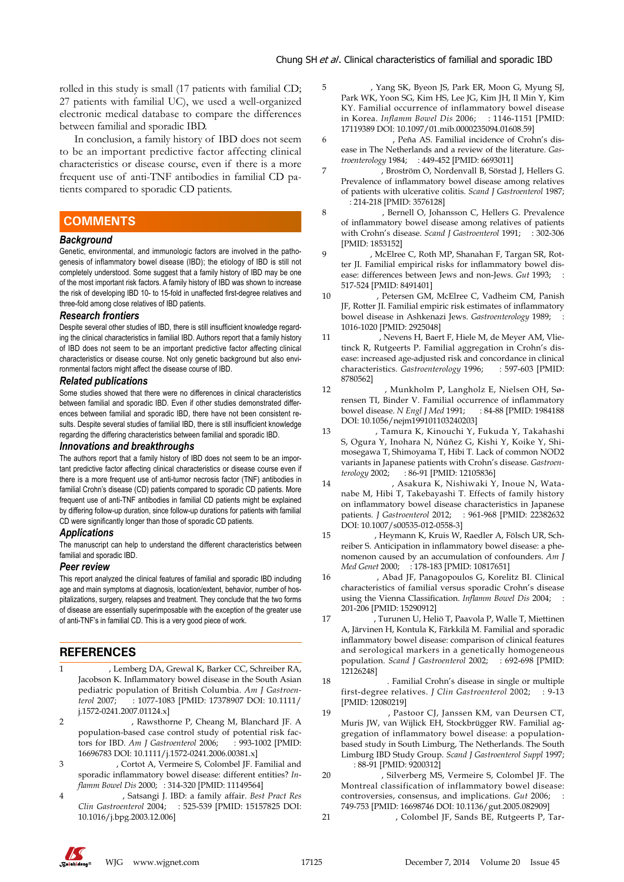rolled in this study is small (17 patients with familial CD; 27 patients with familial UC), we used a well-organized electronic medical database to compare the differences between familial and sporadic IBD.

In conclusion, a family history of IBD does not seem to be an important predictive factor affecting clinical characteristics or disease course, even if there is a more frequent use of anti-TNF antibodies in familial CD patients compared to sporadic CD patients.

## COMMENTS

### Background

Genetic, environmental, and immunologic factors are involved in the pathogenesis of inflammatory bowel disease (IBD); the etiology of IBD is still not completely understood. Some suggest that a family history of IBD may be one of the most important risk factors. A family history of IBD was shown to increase the risk of developing IBD 10- to 15-fold in unaffected first-degree relatives and three-fold among close relatives of IBD patients.

### Research frontiers

Despite several other studies of IBD, there is still insufficient knowledge regarding the clinical characteristics in familial IBD. Authors report that a family history of IBD does not seem to be an important predictive factor affecting clinical characteristics or disease course. Not only genetic background but also environmental factors might affect the disease course of IBD.

### Related publications

Some studies showed that there were no differences in clinical characteristics between familial and sporadic IBD. Even if other studies demonstrated differences between familial and sporadic IBD, there have not been consistent results. Despite several studies of familial IBD, there is still insufficient knowledge regarding the differing characteristics between familial and sporadic IBD.

### Innovations and breakthroughs

The authors report that a family history of IBD does not seem to be an important predictive factor affecting clinical characteristics or disease course even if there is a more frequent use of anti-tumor necrosis factor (TNF) antibodies in familial Crohn's disease (CD) patients compared to sporadic CD patients. More frequent use of anti-TNF antibodies in familial CD patients might be explained by differing follow-up duration, since follow-up durations for patients with familial CD were significantly longer than those of sporadic CD patients.

### Applications

The manuscript can help to understand the different characteristics between familial and sporadic IBD.

### Peer review

This report analyzed the clinical features of familial and sporadic IBD including age and main symptoms at diagnosis, location/extent, behavior, number of hospitalizations, surgery, relapses and treatment. They conclude that the two forms of disease are essentially superimposable with the exception of the greater use of anti-TNF's in familial CD. This is a very good piece of work.

## REFERENCES

1 , Lemberg DA, Grewal K, Barker CC, Schreiber RA, Jacobson K. Inflammatory bowel disease in the South Asian pediatric population of British Columbia. *Am J Gastroenterol* 2007; : 1077-1083 [PMID: 17378907 DOI: 10.1111/j.1572-0241.2007.01124.x]

2 , Rawsthorne P, Cheang M, Blanchard JF. A population-based case control study of potential risk factors for IBD. *Am J Gastroenterol* 2006; : 993-1002 [PMID: 16696783 DOI: 10.1111/j.1572-0241.2006.00381.x]

3 , Cortot A, Vermeire S, Colombel JF. Familial and sporadic inflammatory bowel disease: different entities? *Inflamm Bowel Dis* 2000; : 314-320 [PMID: 11149564]

4 , Satsangi J. IBD: a family affair. *Best Pract Res Clin Gastroenterol* 2004; : 525-539 [PMID: 15157825 DOI: 10.1016/j.bpg.2003.12.006]

5 , Yang SK, Byeon JS, Park ER, Moon G, Myung SJ, Park WK, Yoon SG, Kim HS, Lee JG, Kim JH, Il Min Y, Kim KY. Familial occurrence of inflammatory bowel disease in Korea. *Inflamm Bowel Dis* 2006; : 1146-1151 [PMID: 17119389 DOI: 10.1097/01.mib.0000235094.01608.59]

6 , Peña AS. Familial incidence of Crohn's disease in The Netherlands and a review of the literature. *Gastroenterology* 1984; : 449-452 [PMID: 6693011]

7 , Broström O, Nordenvall B, Sörstad J, Hellers G. Prevalence of inflammatory bowel disease among relatives of patients with ulcerative colitis. *Scand J Gastroenterol* 1987; : 214-218 [PMID: 3576128]

8 , Bernell O, Johansson C, Hellers G. Prevalence of inflammatory bowel disease among relatives of patients with Crohn's disease. *Scand J Gastroenterol* 1991; : 302-306 [PMID: 1853152]

9 , McElree C, Roth MP, Shanahan F, Targan SR, Rotter JI. Familial empirical risks for inflammatory bowel disease: differences between Jews and non-Jews. *Gut* 1993; : 517-524 [PMID: 8491401]

10 , Petersen GM, McElree C, Vadheim CM, Panish JF, Rotter JI. Familial empiric risk estimates of inflammatory bowel disease in Ashkenazi Jews. *Gastroenterology* 1989; : 1016-1020 [PMID: 2925048]

11 , Nevens H, Baert F, Hiele M, de Meyer AM, Vlietinck R, Rutgeerts P. Familial aggregation in Crohn's disease: increased age-adjusted risk and concordance in clinical characteristics. *Gastroenterology* 1996; : 597-603 [PMID: 8780562]

12 , Munkholm P, Langholz E, Nielsen OH, Sørensen TI, Binder V. Familial occurrence of inflammatory bowel disease. *N Engl J Med* 1991; : 84-88 [PMID: 1984188 DOI: 10.1056/nejm199101103240203]

13 , Tamura K, Kinouchi Y, Fukuda Y, Takahashi S, Ogura Y, Inohara N, Núñez G, Kishi Y, Koike Y, Shimosegawa T, Shimoyama T, Hibi T. Lack of common NOD2 variants in Japanese patients with Crohn's disease. *Gastroenterology* 2002; : 86-91 [PMID: 12105836]

14 , Asakura K, Nishiwaki Y, Inoue N, Watanabe M, Hibi T, Takebayashi T. Effects of family history on inflammatory bowel disease characteristics in Japanese patients. *J Gastroenterol* 2012; : 961-968 [PMID: 22382632 DOI: 10.1007/s00535-012-0558-3]

15 , Heymann K, Kruis W, Raedler A, Fölsch UR, Schreiber S. Anticipation in inflammatory bowel disease: a phenomenon caused by an accumulation of confounders. *Am J Med Genet* 2000; : 178-183 [PMID: 10817651]

16 , Abad JF, Panagopoulos G, Korelitz BI. Clinical characteristics of familial versus sporadic Crohn's disease using the Vienna Classification. *Inflamm Bowel Dis* 2004; : 201-206 [PMID: 15290912]

17 , Turunen U, Heliö T, Paavola P, Walle T, Miettinen A, Järvinen H, Kontula K, Färkkilä M. Familial and sporadic inflammatory bowel disease: comparison of clinical features and serological markers in a genetically homogeneous population. *Scand J Gastroenterol* 2002; : 692-698 [PMID: 12126248]

18 . Familial Crohn's disease in single or multiple first-degree relatives. *J Clin Gastroenterol* 2002; : 9-13 [PMID: 12080219]

19 , Pastoor CJ, Janssen KM, van Deursen CT, Muris JW, van Wijlick EH, Stockbrügger RW. Familial aggregation of inflammatory bowel disease: a population-based study in South Limburg, The Netherlands. The South Limburg IBD Study Group. *Scand J Gastroenterol Suppl* 1997; : 88-91 [PMID: 9200312]

20 , Silverberg MS, Vermeire S, Colombel JF. The Montreal classification of inflammatory bowel disease: controversies, consensus, and implications. *Gut* 2006; : 749-753 [PMID: 16698746 DOI: 10.1136/gut.2005.082909]

21 , Colombel JF, Sands BE, Rutgeerts P, Tar-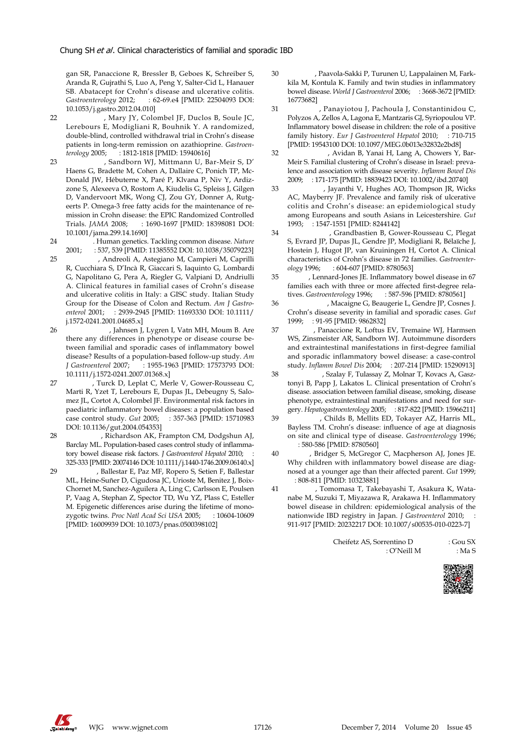gan SR, Panaccione R, Bressler B, Geboes K, Schreiber S, Aranda R, Gujrathi S, Luo A, Peng Y, Salter-Cid L, Hanauer SB. Abatacept for Crohn's disease and ulcerative colitis. *Gastroenterology* 2012; : 62-69.e4 [PMID: 22504093 DOI: 10.1053/j.gastro.2012.04.010]

22 , Mary JY, Colombel JF, Duclos B, Soule JC, Lerebours E, Modigliani R, Bouhnik Y. A randomized, double-blind, controlled withdrawal trial in Crohn's disease patients in long-term remission on azathioprine. *Gastroenterology* 2005; : 1812-1818 [PMID: 15940616]

23 , Sandborn WJ, Mittmann U, Bar-Meir S, D'Haens G, Bradette M, Cohen A, Dallaire C, Ponich TP, McDonald JW, Hébuterne X, Paré P, Klvana P, Niv Y, Ardizzone S, Alexeeva O, Rostom A, Kiudelis G, Spleiss J, Gilgen D, Vandervoort MK, Wong CJ, Zou GY, Donner A, Rutgeerts P. Omega-3 free fatty acids for the maintenance of remission in Crohn disease: the EPIC Randomized Controlled Trials. *JAMA* 2008; : 1690-1697 [PMID: 18398081 DOI: 10.1001/jama.299.14.1690]

24 . Human genetics. Tackling common disease. *Nature* 2001; : 537, 539 [PMID: 11385552 DOI: 10.1038/35079223]

25 , Andreoli A, Astegiano M, Campieri M, Caprilli R, Cucchiara S, D'Incà R, Giaccari S, Iaquinto G, Lombardi G, Napolitano G, Pera A, Riegler G, Valpiani D, Andriulli A. Clinical features in familial cases of Crohn's disease and ulcerative colitis in Italy: a GISC study. Italian Study Group for the Disease of Colon and Rectum. *Am J Gastroenterol* 2001; : 2939-2945 [PMID: 11693330 DOI: 10.1111/j.1572-0241.2001.04685.x]

26 , Jahnsen J, Lygren I, Vatn MH, Moum B. Are there any differences in phenotype or disease course between familial and sporadic cases of inflammatory bowel disease? Results of a population-based follow-up study. *Am J Gastroenterol* 2007; : 1955-1963 [PMID: 17573793 DOI: 10.1111/j.1572-0241.2007.01368.x]

27 , Turck D, Leplat C, Merle V, Gower-Rousseau C, Marti R, Yzet T, Lerebours E, Dupas JL, Debeugny S, Salomez JL, Cortot A, Colombel JF. Environmental risk factors in paediatric inflammatory bowel diseases: a population based case control study. *Gut* 2005; : 357-363 [PMID: 15710983 DOI: 10.1136/gut.2004.054353]

28 , Richardson AK, Frampton CM, Dodgshun AJ, Barclay ML. Population-based cases control study of inflammatory bowel disease risk factors. *J Gastroenterol Hepatol* 2010; : 325-333 [PMID: 20074146 DOI: 10.1111/j.1440-1746.2009.06140.x]

29 , Ballestar E, Paz MF, Ropero S, Setien F, Ballestar ML, Heine-Suñer D, Cigudosa JC, Urioste M, Benitez J, Boix-Chornet M, Sanchez-Aguilera A, Ling C, Carlsson E, Poulsen P, Vaag A, Stephan Z, Spector TD, Wu YZ, Plass C, Esteller M. Epigenetic differences arise during the lifetime of monozygotic twins. *Proc Natl Acad Sci USA* 2005; : 10604-10609 [PMID: 16009939 DOI: 10.1073/pnas.0500398102]

30 , Paavola-Sakki P, Turunen U, Lappalainen M, Farkkila M, Kontula K. Family and twin studies in inflammatory bowel disease. *World J Gastroenterol* 2006; : 3668-3672 [PMID: 16773682]

31 , Panayiotou J, Pachoula J, Constantinidou C, Polyzos A, Zellos A, Lagona E, Mantzaris GJ, Syriopoulou VP. Inflammatory bowel disease in children: the role of a positive family history. *Eur J Gastroenterol Hepatol* 2010; : 710-715 [PMID: 19543100 DOI: 10.1097/MEG.0b013e32832e2bd8]

32 , Avidan B, Yanai H, Lang A, Chowers Y, Bar-Meir S. Familial clustering of Crohn's disease in Israel: prevalence and association with disease severity. *Inflamm Bowel Dis* 2009; : 171-175 [PMID: 18839423 DOI: 10.1002/ibd.20740]

33 , Jayanthi V, Hughes AO, Thompson JR, Wicks AC, Mayberry JF. Prevalence and family risk of ulcerative colitis and Crohn's disease: an epidemiological study among Europeans and south Asians in Leicestershire. *Gut* 1993; : 1547-1551 [PMID: 8244142]

34 , Grandbastien B, Gower-Rousseau C, Plegat S, Evrard JP, Dupas JL, Gendre JP, Modigliani R, Bélaïche J, Hostein J, Hugot JP, van Kruiningen H, Cortot A. Clinical characteristics of Crohn's disease in 72 families. *Gastroenterology* 1996; : 604-607 [PMID: 8780563]

35 , Lennard-Jones JE. Inflammatory bowel disease in 67 families each with three or more affected first-degree relatives. *Gastroenterology* 1996; : 587-596 [PMID: 8780561]

36 , Macaigne G, Beaugerie L, Gendre JP, Cosnes J. Crohn's disease severity in familial and sporadic cases. *Gut* 1999; : 91-95 [PMID: 9862832]

37 , Panaccione R, Loftus EV, Tremaine WJ, Harmsen WS, Zinsmeister AR, Sandborn WJ. Autoimmune disorders and extraintestinal manifestations in first-degree familial and sporadic inflammatory bowel disease: a case-control study. *Inflamm Bowel Dis* 2004; : 207-214 [PMID: 15290913]

38 , Szalay F, Tulassay Z, Molnar T, Kovacs A, Gasztonyi B, Papp J, Lakatos L. Clinical presentation of Crohn's disease. association between familial disease, smoking, disease phenotype, extraintestinal manifestations and need for surgery. *Hepatogastroenterology* 2005; : 817-822 [PMID: 15966211]

39 , Childs B, Mellits ED, Tokayer AZ, Harris ML, Bayless TM. Crohn's disease: influence of age at diagnosis on site and clinical type of disease. *Gastroenterology* 1996; : 580-586 [PMID: 8780560]

40 , Bridger S, McGregor C, Macpherson AJ, Jones JE. Why children with inflammatory bowel disease are diagnosed at a younger age than their affected parent. *Gut* 1999; : 808-811 [PMID: 10323881]

41 , Tomomasa T, Takebayashi T, Asakura K, Watanabe M, Suzuki T, Miyazawa R, Arakawa H. Inflammatory bowel disease in children: epidemiological analysis of the nationwide IBD registry in Japan. *J Gastroenterol* 2010; : 911-917 [PMID: 20232217 DOI: 10.1007/s00535-010-0223-7]

Cheifetz AS, Sorrentino D : Gou SX
: O'Neill M : Ma S